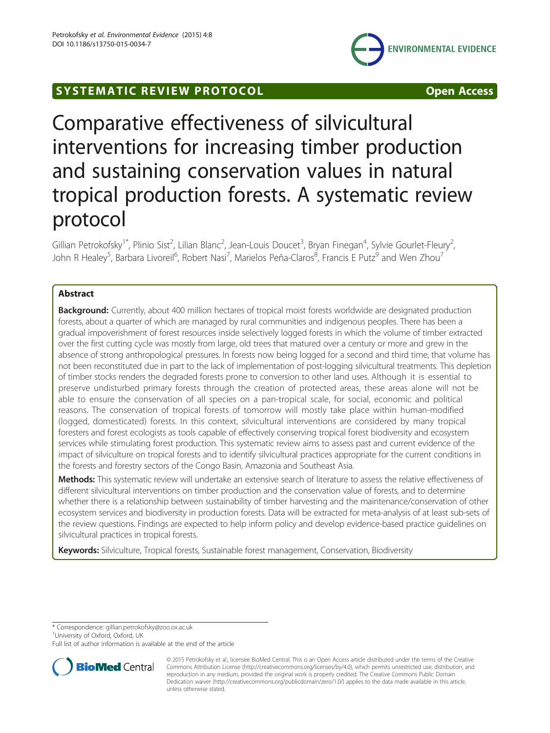SYSTEMATIC REVIEW PROTOCOL

Open Access

# Comparative effectiveness of silvicultural interventions for increasing timber production and sustaining conservation values in natural tropical production forests. A systematic review protocol

Gillian Petrokofsky[1*], Plinio Sist[2], Lilian Blanc[2], Jean-Louis Doucet[3], Bryan Finegan[4], Sylvie Gourlet-Fleury[2], John R Healey[5], Barbara Livoreil[6], Robert Nasi[7], Marielos Peña-Claros[8], Francis E Putz[9] and Wen Zhou[7]

## Abstract

**Background:** Currently, about 400 million hectares of tropical moist forests worldwide are designated production forests, about a quarter of which are managed by rural communities and indigenous peoples. There has been a gradual impoverishment of forest resources inside selectively logged forests in which the volume of timber extracted over the first cutting cycle was mostly from large, old trees that matured over a century or more and grew in the absence of strong anthropological pressures. In forests now being logged for a second and third time, that volume has not been reconstituted due in part to the lack of implementation of post-logging silvicultural treatments. This depletion of timber stocks renders the degraded forests prone to conversion to other land uses. Although it is essential to preserve undisturbed primary forests through the creation of protected areas, these areas alone will not be able to ensure the conservation of all species on a pan-tropical scale, for social, economic and political reasons. The conservation of tropical forests of tomorrow will mostly take place within human-modified (logged, domesticated) forests. In this context, silvicultural interventions are considered by many tropical foresters and forest ecologists as tools capable of effectively conserving tropical forest biodiversity and ecosystem services while stimulating forest production. This systematic review aims to assess past and current evidence of the impact of silviculture on tropical forests and to identify silvicultural practices appropriate for the current conditions in the forests and forestry sectors of the Congo Basin, Amazonia and Southeast Asia.

**Methods:** This systematic review will undertake an extensive search of literature to assess the relative effectiveness of different silvicultural interventions on timber production and the conservation value of forests, and to determine whether there is a relationship between sustainability of timber harvesting and the maintenance/conservation of other ecosystem services and biodiversity in production forests. Data will be extracted for meta-analysis of at least sub-sets of the review questions. Findings are expected to help inform policy and develop evidence-based practice guidelines on silvicultural practices in tropical forests.

**Keywords:** Silviculture, Tropical forests, Sustainable forest management, Conservation, Biodiversity

\* Correspondence: gillian.petrokofsky@zoo.ox.ac.uk
[1]University of Oxford, Oxford, UK
Full list of author information is available at the end of the article

© 2015 Petrokofsky et al.; licensee BioMed Central. This is an Open Access article distributed under the terms of the Creative Commons Attribution License (http://creativecommons.org/licenses/by/4.0), which permits unrestricted use, distribution, and reproduction in any medium, provided the original work is properly credited. The Creative Commons Public Domain Dedication waiver (http://creativecommons.org/publicdomain/zero/1.0/) applies to the data made available in this article, unless otherwise stated.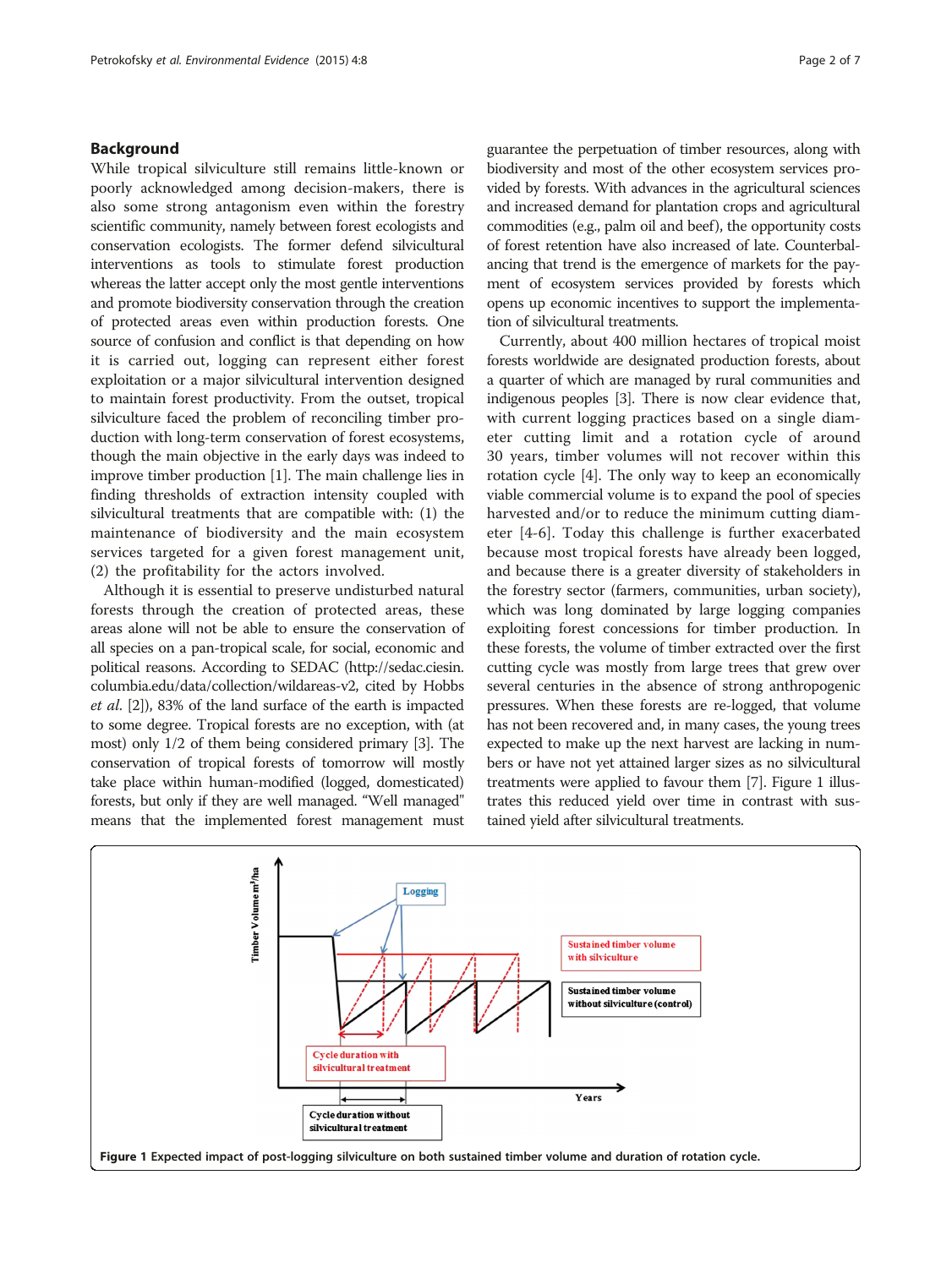## Background

While tropical silviculture still remains little-known or poorly acknowledged among decision-makers, there is also some strong antagonism even within the forestry scientific community, namely between forest ecologists and conservation ecologists. The former defend silvicultural interventions as tools to stimulate forest production whereas the latter accept only the most gentle interventions and promote biodiversity conservation through the creation of protected areas even within production forests. One source of confusion and conflict is that depending on how it is carried out, logging can represent either forest exploitation or a major silvicultural intervention designed to maintain forest productivity. From the outset, tropical silviculture faced the problem of reconciling timber production with long-term conservation of forest ecosystems, though the main objective in the early days was indeed to improve timber production [1]. The main challenge lies in finding thresholds of extraction intensity coupled with silvicultural treatments that are compatible with: (1) the maintenance of biodiversity and the main ecosystem services targeted for a given forest management unit, (2) the profitability for the actors involved.

Although it is essential to preserve undisturbed natural forests through the creation of protected areas, these areas alone will not be able to ensure the conservation of all species on a pan-tropical scale, for social, economic and political reasons. According to SEDAC (http://sedac.ciesin.columbia.edu/data/collection/wildareas-v2, cited by Hobbs *et al*. [2]), 83% of the land surface of the earth is impacted to some degree. Tropical forests are no exception, with (at most) only 1/2 of them being considered primary [3]. The conservation of tropical forests of tomorrow will mostly take place within human-modified (logged, domesticated) forests, but only if they are well managed. "Well managed" means that the implemented forest management must guarantee the perpetuation of timber resources, along with biodiversity and most of the other ecosystem services provided by forests. With advances in the agricultural sciences and increased demand for plantation crops and agricultural commodities (e.g., palm oil and beef), the opportunity costs of forest retention have also increased of late. Counterbalancing that trend is the emergence of markets for the payment of ecosystem services provided by forests which opens up economic incentives to support the implementation of silvicultural treatments.

Currently, about 400 million hectares of tropical moist forests worldwide are designated production forests, about a quarter of which are managed by rural communities and indigenous peoples [3]. There is now clear evidence that, with current logging practices based on a single diameter cutting limit and a rotation cycle of around 30 years, timber volumes will not recover within this rotation cycle [4]. The only way to keep an economically viable commercial volume is to expand the pool of species harvested and/or to reduce the minimum cutting diameter [4-6]. Today this challenge is further exacerbated because most tropical forests have already been logged, and because there is a greater diversity of stakeholders in the forestry sector (farmers, communities, urban society), which was long dominated by large logging companies exploiting forest concessions for timber production. In these forests, the volume of timber extracted over the first cutting cycle was mostly from large trees that grew over several centuries in the absence of strong anthropogenic pressures. When these forests are re-logged, that volume has not been recovered and, in many cases, the young trees expected to make up the next harvest are lacking in numbers or have not yet attained larger sizes as no silvicultural treatments were applied to favour them [7]. Figure 1 illustrates this reduced yield over time in contrast with sustained yield after silvicultural treatments.

**Figure 1** Expected impact of post-logging silviculture on both sustained timber volume and duration of rotation cycle.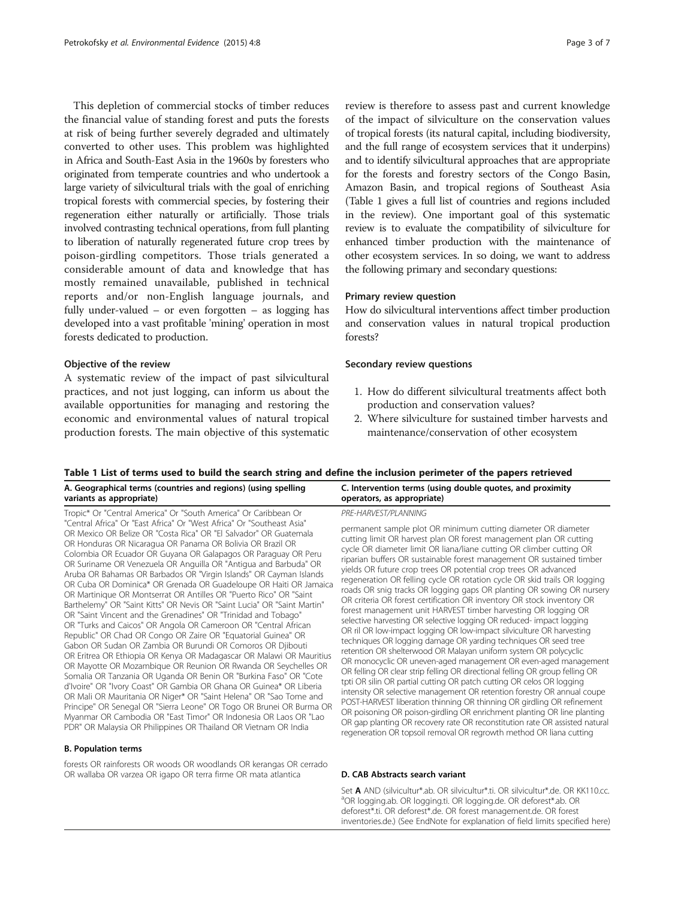This depletion of commercial stocks of timber reduces the financial value of standing forest and puts the forests at risk of being further severely degraded and ultimately converted to other uses. This problem was highlighted in Africa and South-East Asia in the 1960s by foresters who originated from temperate countries and who undertook a large variety of silvicultural trials with the goal of enriching tropical forests with commercial species, by fostering their regeneration either naturally or artificially. Those trials involved contrasting technical operations, from full planting to liberation of naturally regenerated future crop trees by poison-girdling competitors. Those trials generated a considerable amount of data and knowledge that has mostly remained unavailable, published in technical reports and/or non-English language journals, and fully under-valued – or even forgotten – as logging has developed into a vast profitable 'mining' operation in most forests dedicated to production.

### Objective of the review

A systematic review of the impact of past silvicultural practices, and not just logging, can inform us about the available opportunities for managing and restoring the economic and environmental values of natural tropical production forests. The main objective of this systematic review is therefore to assess past and current knowledge of the impact of silviculture on the conservation values of tropical forests (its natural capital, including biodiversity, and the full range of ecosystem services that it underpins) and to identify silvicultural approaches that are appropriate for the forests and forestry sectors of the Congo Basin, Amazon Basin, and tropical regions of Southeast Asia (Table 1 gives a full list of countries and regions included in the review). One important goal of this systematic review is to evaluate the compatibility of silviculture for enhanced timber production with the maintenance of other ecosystem services. In so doing, we want to address the following primary and secondary questions:

### Primary review question

How do silvicultural interventions affect timber production and conservation values in natural tropical production forests?

### Secondary review questions

1. How do different silvicultural treatments affect both production and conservation values?
2. Where silviculture for sustained timber harvests and maintenance/conservation of other ecosystem

**Table 1 List of terms used to build the search string and define the inclusion perimeter of the papers retrieved**

| A. Geographical terms (countries and regions) (using spelling variants as appropriate) | C. Intervention terms (using double quotes, and proximity operators, as appropriate) |
|---|---|
| Tropic* Or "Central America" Or "South America" Or Caribbean Or "Central Africa" Or "East Africa" Or "West Africa" Or "Southeast Asia" OR Mexico OR Belize OR "Costa Rica" OR "El Salvador" OR Guatemala OR Honduras OR Nicaragua OR Panama OR Bolivia OR Brazil OR Colombia OR Ecuador OR Guyana OR Galapagos OR Paraguay OR Peru OR Suriname OR Venezuela OR Anguilla OR "Antigua and Barbuda" OR Aruba OR Bahamas OR Barbados OR "Virgin Islands" OR Cayman Islands OR Cuba OR Dominica* OR Grenada OR Guadeloupe OR Haiti OR Jamaica OR Martinique OR Montserrat OR Antilles OR "Puerto Rico" OR "Saint Barthelemy" OR "Saint Kitts" OR Nevis OR "Saint Lucia" OR "Saint Martin" OR "Saint Vincent and the Grenadines" OR "Trinidad and Tobago" OR "Turks and Caicos" OR Angola OR Cameroon OR "Central African Republic" OR Chad OR Congo OR Zaire OR "Equatorial Guinea" OR Gabon OR Sudan OR Zambia OR Burundi OR Comoros OR Djibouti OR Eritrea OR Ethiopia OR Kenya OR Madagascar OR Malawi OR Mauritius OR Mayotte OR Mozambique OR Reunion OR Rwanda OR Seychelles OR Somalia OR Tanzania OR Uganda OR Benin OR "Burkina Faso" OR "Cote d'Ivoire" OR "Ivory Coast" OR Gambia OR Ghana OR Guinea* OR Liberia OR Mali OR Mauritania OR Niger* OR "Saint Helena" OR "Sao Tome and Principe" OR Senegal OR "Sierra Leone" OR Togo OR Brunei OR Burma OR Myanmar OR Cambodia OR "East Timor" OR Indonesia OR Laos OR "Lao PDR" OR Malaysia OR Philippines OR Thailand OR Vietnam OR India | *PRE-HARVEST/PLANNING* permanent sample plot OR minimum cutting diameter OR diameter cutting limit OR harvest plan OR forest management plan OR cutting cycle OR diameter limit OR liana/liane cutting OR climber cutting OR riparian buffers OR sustainable forest management OR sustained timber yields OR future crop trees OR potential crop trees OR advanced regeneration OR felling cycle OR rotation cycle OR skid trails OR logging roads OR snig tracks OR logging gaps OR planting OR sowing OR nursery OR criteria OR forest certification OR inventory OR stock inventory OR forest management unit HARVEST timber harvesting OR logging OR selective harvesting OR selective logging OR reduced- impact logging OR ril OR low-impact logging OR low-impact silviculture OR harvesting techniques OR logging damage OR yarding techniques OR seed tree retention OR shelterwood OR Malayan uniform system OR polycyclic OR monocyclic OR uneven-aged management OR even-aged management OR felling OR clear strip felling OR directional felling OR group felling OR tpti OR silin OR partial cutting OR patch cutting OR celos OR logging intensity OR selective management OR retention forestry OR annual coupe POST-HARVEST liberation thinning OR thinning OR girdling OR refinement OR poisoning OR poison-girdling OR enrichment planting OR line planting OR gap planting OR recovery rate OR reconstitution rate OR assisted natural regeneration OR topsoil removal OR regrowth method OR liana cutting |
| **B. Population terms** | **D. CAB Abstracts search variant** |
| forests OR rainforests OR woods OR woodlands OR kerangas OR cerrado OR wallaba OR varzea OR igapo OR terra firme OR mata atlantica | Set **A** AND (silvicultur*.ab. OR silvicultur*.ti. OR silvicultur*.de. OR KK110.cc. [a]OR logging.ab. OR logging.ti. OR logging.de. OR deforest*.ab. OR deforest*.ti. OR deforest*.de. OR forest management.de. OR forest inventories.de.) (See EndNote for explanation of field limits specified here) |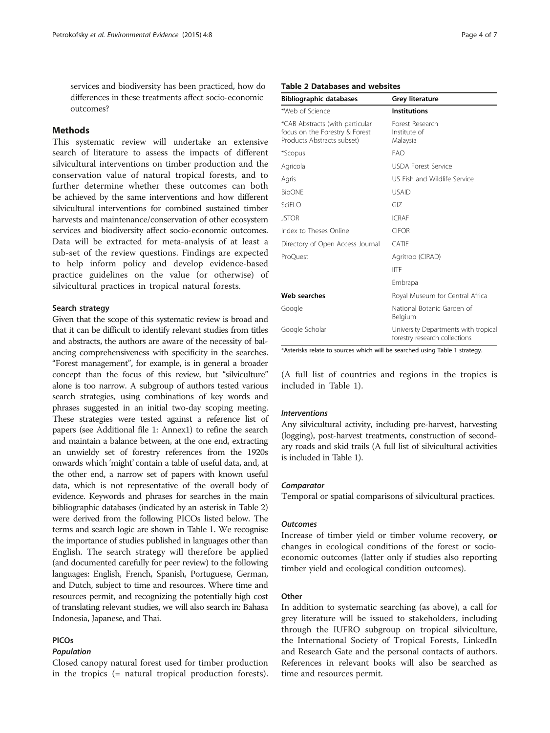services and biodiversity has been practiced, how do differences in these treatments affect socio-economic outcomes?

## Methods

This systematic review will undertake an extensive search of literature to assess the impacts of different silvicultural interventions on timber production and the conservation value of natural tropical forests, and to further determine whether these outcomes can both be achieved by the same interventions and how different silvicultural interventions for combined sustained timber harvests and maintenance/conservation of other ecosystem services and biodiversity affect socio-economic outcomes. Data will be extracted for meta-analysis of at least a sub-set of the review questions. Findings are expected to help inform policy and develop evidence-based practice guidelines on the value (or otherwise) of silvicultural practices in tropical natural forests.

### Search strategy

Given that the scope of this systematic review is broad and that it can be difficult to identify relevant studies from titles and abstracts, the authors are aware of the necessity of balancing comprehensiveness with specificity in the searches. "Forest management", for example, is in general a broader concept than the focus of this review, but "silviculture" alone is too narrow. A subgroup of authors tested various search strategies, using combinations of key words and phrases suggested in an initial two-day scoping meeting. These strategies were tested against a reference list of papers (see Additional file 1: Annex1) to refine the search and maintain a balance between, at the one end, extracting an unwieldy set of forestry references from the 1920s onwards which 'might' contain a table of useful data, and, at the other end, a narrow set of papers with known useful data, which is not representative of the overall body of evidence. Keywords and phrases for searches in the main bibliographic databases (indicated by an asterisk in Table 2) were derived from the following PICOs listed below. The terms and search logic are shown in Table 1. We recognise the importance of studies published in languages other than English. The search strategy will therefore be applied (and documented carefully for peer review) to the following languages: English, French, Spanish, Portuguese, German, and Dutch, subject to time and resources. Where time and resources permit, and recognizing the potentially high cost of translating relevant studies, we will also search in: Bahasa Indonesia, Japanese, and Thai.

### PICOs

#### *Population*

Closed canopy natural forest used for timber production in the tropics (= natural tropical production forests). (A full list of countries and regions in the tropics is included in Table 1).

#### *Interventions*

Any silvicultural activity, including pre-harvest, harvesting (logging), post-harvest treatments, construction of secondary roads and skid trails (A full list of silvicultural activities is included in Table 1).

#### *Comparator*

Temporal or spatial comparisons of silvicultural practices.

#### *Outcomes*

Increase of timber yield or timber volume recovery, **or** changes in ecological conditions of the forest or socio-economic outcomes (latter only if studies also reporting timber yield and ecological condition outcomes).

#### Other

In addition to systematic searching (as above), a call for grey literature will be issued to stakeholders, including through the IUFRO subgroup on tropical silviculture, the International Society of Tropical Forests, LinkedIn and Research Gate and the personal contacts of authors. References in relevant books will also be searched as time and resources permit.

**Table 2 Databases and websites**

| Bibliographic databases | Grey literature |
|---|---|
| *Web of Science | **Institutions** |
| *CAB Abstracts (with particular focus on the Forestry & Forest Products Abstracts subset) | Forest Research Institute of Malaysia |
| *Scopus | FAO |
| Agricola | USDA Forest Service |
| Agris | US Fish and Wildlife Service |
| BioONE | USAID |
| SciELO | GIZ |
| JSTOR | ICRAF |
| Index to Theses Online | CIFOR |
| Directory of Open Access Journal | CATIE |
| ProQuest | Agritrop (CIRAD) |
| | IITF |
| | Embrapa |
| **Web searches** | Royal Museum for Central Africa |
| Google | National Botanic Garden of Belgium |
| Google Scholar | University Departments with tropical forestry research collections |

*Asterisks relate to sources which will be searched using Table 1 strategy.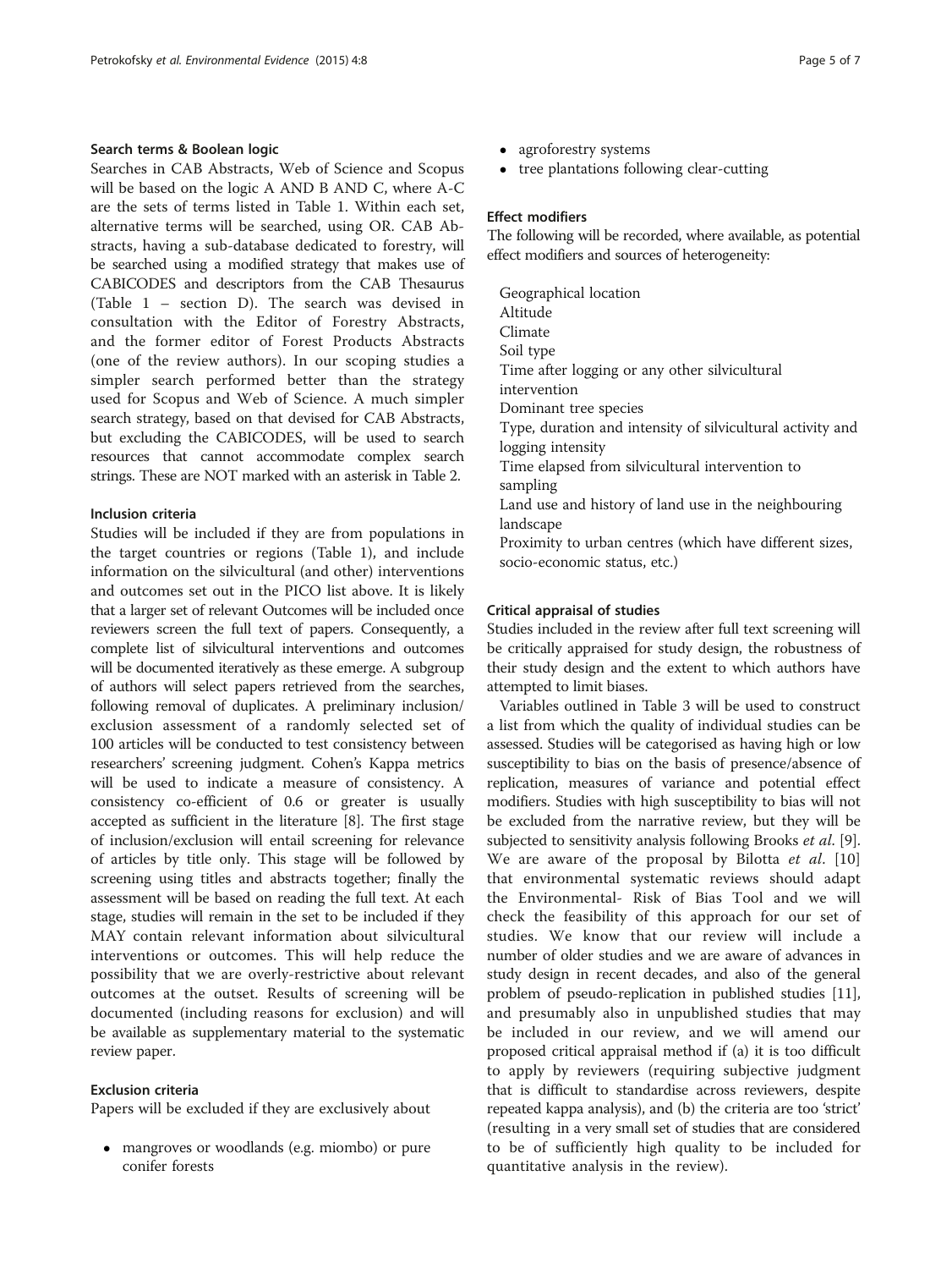### Search terms & Boolean logic

Searches in CAB Abstracts, Web of Science and Scopus will be based on the logic A AND B AND C, where A-C are the sets of terms listed in Table 1. Within each set, alternative terms will be searched, using OR. CAB Abstracts, having a sub-database dedicated to forestry, will be searched using a modified strategy that makes use of CABICODES and descriptors from the CAB Thesaurus (Table 1 – section D). The search was devised in consultation with the Editor of Forestry Abstracts, and the former editor of Forest Products Abstracts (one of the review authors). In our scoping studies a simpler search performed better than the strategy used for Scopus and Web of Science. A much simpler search strategy, based on that devised for CAB Abstracts, but excluding the CABICODES, will be used to search resources that cannot accommodate complex search strings. These are NOT marked with an asterisk in Table 2.

### Inclusion criteria

Studies will be included if they are from populations in the target countries or regions (Table 1), and include information on the silvicultural (and other) interventions and outcomes set out in the PICO list above. It is likely that a larger set of relevant Outcomes will be included once reviewers screen the full text of papers. Consequently, a complete list of silvicultural interventions and outcomes will be documented iteratively as these emerge. A subgroup of authors will select papers retrieved from the searches, following removal of duplicates. A preliminary inclusion/exclusion assessment of a randomly selected set of 100 articles will be conducted to test consistency between researchers' screening judgment. Cohen's Kappa metrics will be used to indicate a measure of consistency. A consistency co-efficient of 0.6 or greater is usually accepted as sufficient in the literature [8]. The first stage of inclusion/exclusion will entail screening for relevance of articles by title only. This stage will be followed by screening using titles and abstracts together; finally the assessment will be based on reading the full text. At each stage, studies will remain in the set to be included if they MAY contain relevant information about silvicultural interventions or outcomes. This will help reduce the possibility that we are overly-restrictive about relevant outcomes at the outset. Results of screening will be documented (including reasons for exclusion) and will be available as supplementary material to the systematic review paper.

### Exclusion criteria

Papers will be excluded if they are exclusively about

- mangroves or woodlands (e.g. miombo) or pure conifer forests
- agroforestry systems
- tree plantations following clear-cutting

### Effect modifiers

The following will be recorded, where available, as potential effect modifiers and sources of heterogeneity:

Geographical location
Altitude
Climate
Soil type
Time after logging or any other silvicultural intervention
Dominant tree species
Type, duration and intensity of silvicultural activity and logging intensity
Time elapsed from silvicultural intervention to sampling
Land use and history of land use in the neighbouring landscape
Proximity to urban centres (which have different sizes, socio-economic status, etc.)

### Critical appraisal of studies

Studies included in the review after full text screening will be critically appraised for study design, the robustness of their study design and the extent to which authors have attempted to limit biases.

Variables outlined in Table 3 will be used to construct a list from which the quality of individual studies can be assessed. Studies will be categorised as having high or low susceptibility to bias on the basis of presence/absence of replication, measures of variance and potential effect modifiers. Studies with high susceptibility to bias will not be excluded from the narrative review, but they will be subjected to sensitivity analysis following Brooks *et al*. [9]. We are aware of the proposal by Bilotta *et al*. [10] that environmental systematic reviews should adapt the Environmental- Risk of Bias Tool and we will check the feasibility of this approach for our set of studies. We know that our review will include a number of older studies and we are aware of advances in study design in recent decades, and also of the general problem of pseudo-replication in published studies [11], and presumably also in unpublished studies that may be included in our review, and we will amend our proposed critical appraisal method if (a) it is too difficult to apply by reviewers (requiring subjective judgment that is difficult to standardise across reviewers, despite repeated kappa analysis), and (b) the criteria are too 'strict' (resulting in a very small set of studies that are considered to be of sufficiently high quality to be included for quantitative analysis in the review).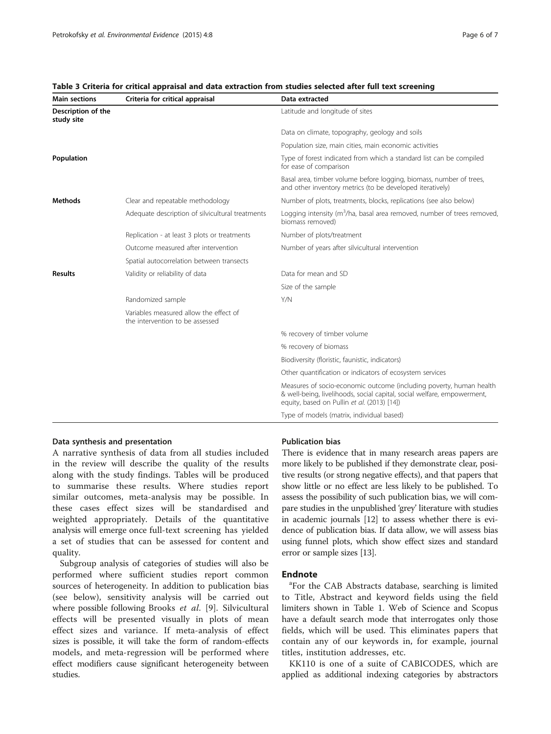**Table 3 Criteria for critical appraisal and data extraction from studies selected after full text screening**

| Main sections | Criteria for critical appraisal | Data extracted |
|---|---|---|
| **Description of the study site** | | Latitude and longitude of sites |
| | | Data on climate, topography, geology and soils |
| | | Population size, main cities, main economic activities |
| **Population** | | Type of forest indicated from which a standard list can be compiled for ease of comparison |
| | | Basal area, timber volume before logging, biomass, number of trees, and other inventory metrics (to be developed iteratively) |
| **Methods** | Clear and repeatable methodology | Number of plots, treatments, blocks, replications (see also below) |
| | Adequate description of silvicultural treatments | Logging intensity ($m^3$/ha, basal area removed, number of trees removed, biomass removed) |
| | Replication - at least 3 plots or treatments | Number of plots/treatment |
| | Outcome measured after intervention | Number of years after silvicultural intervention |
| | Spatial autocorrelation between transects | |
| **Results** | Validity or reliability of data | Data for mean and SD |
| | | Size of the sample |
| | Randomized sample | Y/N |
| | Variables measured allow the effect of the intervention to be assessed | |
| | | % recovery of timber volume |
| | | % recovery of biomass |
| | | Biodiversity (floristic, faunistic, indicators) |
| | | Other quantification or indicators of ecosystem services |
| | | Measures of socio-economic outcome (including poverty, human health & well-being, livelihoods, social capital, social welfare, empowerment, equity, based on Pullin *et al.* (2013) [14]) |
| | | Type of models (matrix, individual based) |

### Data synthesis and presentation

A narrative synthesis of data from all studies included in the review will describe the quality of the results along with the study findings. Tables will be produced to summarise these results. Where studies report similar outcomes, meta-analysis may be possible. In these cases effect sizes will be standardised and weighted appropriately. Details of the quantitative analysis will emerge once full-text screening has yielded a set of studies that can be assessed for content and quality.

Subgroup analysis of categories of studies will also be performed where sufficient studies report common sources of heterogeneity. In addition to publication bias (see below), sensitivity analysis will be carried out where possible following Brooks *et al.* [9]. Silvicultural effects will be presented visually in plots of mean effect sizes and variance. If meta-analysis of effect sizes is possible, it will take the form of random-effects models, and meta-regression will be performed where effect modifiers cause significant heterogeneity between studies.

### Publication bias

There is evidence that in many research areas papers are more likely to be published if they demonstrate clear, positive results (or strong negative effects), and that papers that show little or no effect are less likely to be published. To assess the possibility of such publication bias, we will compare studies in the unpublished 'grey' literature with studies in academic journals [12] to assess whether there is evidence of publication bias. If data allow, we will assess bias using funnel plots, which show effect sizes and standard error or sample sizes [13].

## Endnote

[a]For the CAB Abstracts database, searching is limited to Title, Abstract and keyword fields using the field limiters shown in Table 1. Web of Science and Scopus have a default search mode that interrogates only those fields, which will be used. This eliminates papers that contain any of our keywords in, for example, journal titles, institution addresses, etc.

KK110 is one of a suite of CABICODES, which are applied as additional indexing categories by abstractors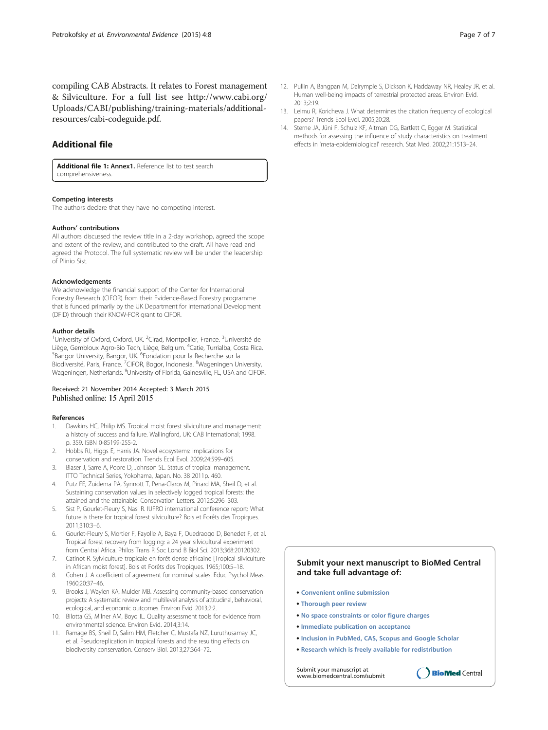compiling CAB Abstracts. It relates to Forest management & Silviculture. For a full list see http://www.cabi.org/Uploads/CABI/publishing/training-materials/additional-resources/cabi-codeguide.pdf.

## Additional file

**Additional file 1: Annex1.** Reference list to test search comprehensiveness.

### Competing interests

The authors declare that they have no competing interest.

### Authors' contributions

All authors discussed the review title in a 2-day workshop, agreed the scope and extent of the review, and contributed to the draft. All have read and agreed the Protocol. The full systematic review will be under the leadership of Plinio Sist.

### Acknowledgements

We acknowledge the financial support of the Center for International Forestry Research (CIFOR) from their Evidence-Based Forestry programme that is funded primarily by the UK Department for International Development (DFID) through their KNOW-FOR grant to CIFOR.

### Author details

[1]University of Oxford, Oxford, UK. [2]Cirad, Montpellier, France. [3]Université de Liège, Gembloux Agro-Bio Tech, Liège, Belgium. [4]Catie, Turrialba, Costa Rica. [5]Bangor University, Bangor, UK. [6]Fondation pour la Recherche sur la Biodiversité, Paris, France. [7]CIFOR, Bogor, Indonesia. [8]Wageningen University, Wageningen, Netherlands. [9]University of Florida, Gainesville, FL, USA and CIFOR.

Received: 21 November 2014 Accepted: 3 March 2015
Published online: 15 April 2015

### References

1. Dawkins HC, Philip MS. Tropical moist forest silviculture and management: a history of success and failure. Wallingford, UK: CAB International; 1998. p. 359. ISBN 0-85199-255-2.
2. Hobbs RJ, Higgs E, Harris JA. Novel ecosystems: implications for conservation and restoration. Trends Ecol Evol. 2009;24:599–605.
3. Blaser J, Sarre A, Poore D, Johnson SL. Status of tropical management. ITTO Technical Series, Yokohama, Japan. No. 38 2011p. 460.
4. Putz FE, Zuidema PA, Synnott T, Pena-Claros M, Pinard MA, Sheil D, et al. Sustaining conservation values in selectively logged tropical forests: the attained and the attainable. Conservation Letters. 2012;5:296–303.
5. Sist P, Gourlet-Fleury S, Nasi R. IUFRO international conference report: What future is there for tropical forest silviculture? Bois et Forêts des Tropiques. 2011;310:3–6.
6. Gourlet-Fleury S, Mortier F, Fayolle A, Baya F, Ouedraogo D, Benedet F, et al. Tropical forest recovery from logging: a 24 year silvicultural experiment from Central Africa. Philos Trans R Soc Lond B Biol Sci. 2013;368:20120302.
7. Catinot R. Sylviculture tropicale en forêt dense africaine [Tropical silviculture in African moist forest]. Bois et Forêts des Tropiques. 1965;100:5–18.
8. Cohen J. A coefficient of agreement for nominal scales. Educ Psychol Meas. 1960;20:37–46.
9. Brooks J, Waylen KA, Mulder MB. Assessing community-based conservation projects: A systematic review and multilevel analysis of attitudinal, behavioral, ecological, and economic outcomes. Environ Evid. 2013;2:2.
10. Bilotta GS, Milner AM, Boyd IL. Quality assessment tools for evidence from environmental science. Environ Evid. 2014;3:14.
11. Ramage BS, Sheil D, Salim HM, Fletcher C, Mustafa NZ, Luruthusamay JC, et al. Pseudoreplication in tropical forests and the resulting effects on biodiversity conservation. Conserv Biol. 2013;27:364–72.
12. Pullin A, Bangpan M, Dalrymple S, Dickson K, Haddaway NR, Healey JR, et al. Human well-being impacts of terrestrial protected areas. Environ Evid. 2013;2:19.
13. Leimu R, Koricheva J. What determines the citation frequency of ecological papers? Trends Ecol Evol. 2005;20:28.
14. Sterne JA, Jüni P, Schulz KF, Altman DG, Bartlett C, Egger M. Statistical methods for assessing the influence of study characteristics on treatment effects in 'meta-epidemiological' research. Stat Med. 2002;21:1513–24.

**Submit your next manuscript to BioMed Central and take full advantage of:**

- Convenient online submission
- Thorough peer review
- No space constraints or color figure charges
- Immediate publication on acceptance
- Inclusion in PubMed, CAS, Scopus and Google Scholar
- Research which is freely available for redistribution

Submit your manuscript at www.biomedcentral.com/submit

BioMed Central